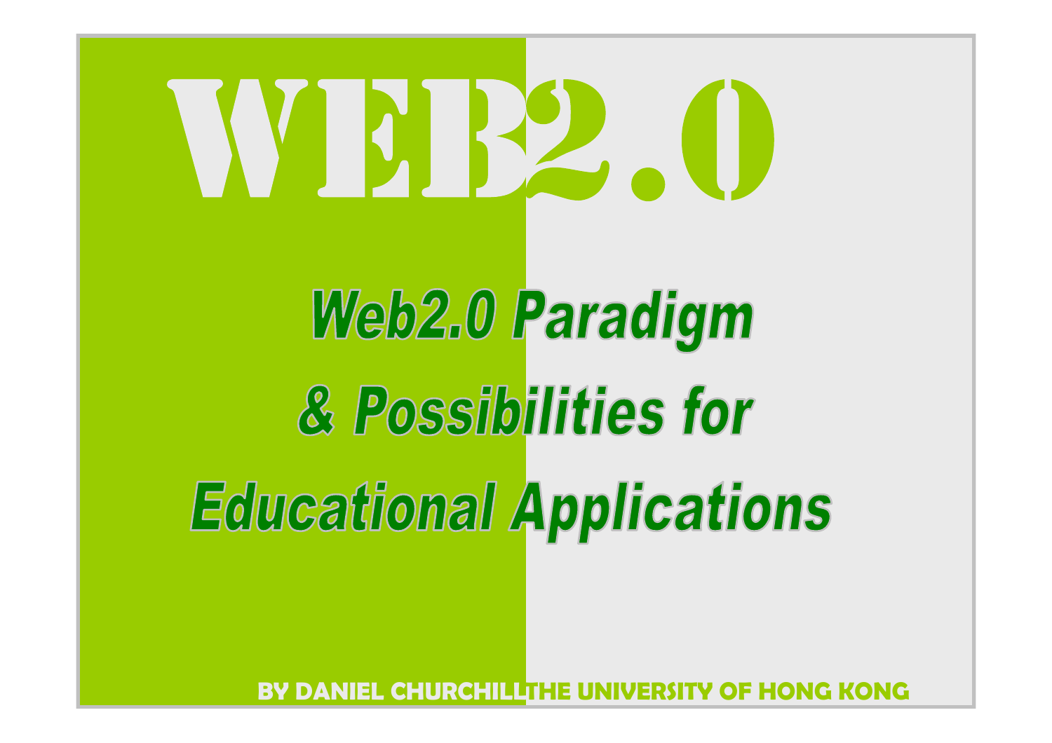# WEB2.0

## Web2.0 Paradigm & Possibilities for Educational Applications

**BY DANIEL CHURCHILL THE UNIVERSITY OF HONG KONG**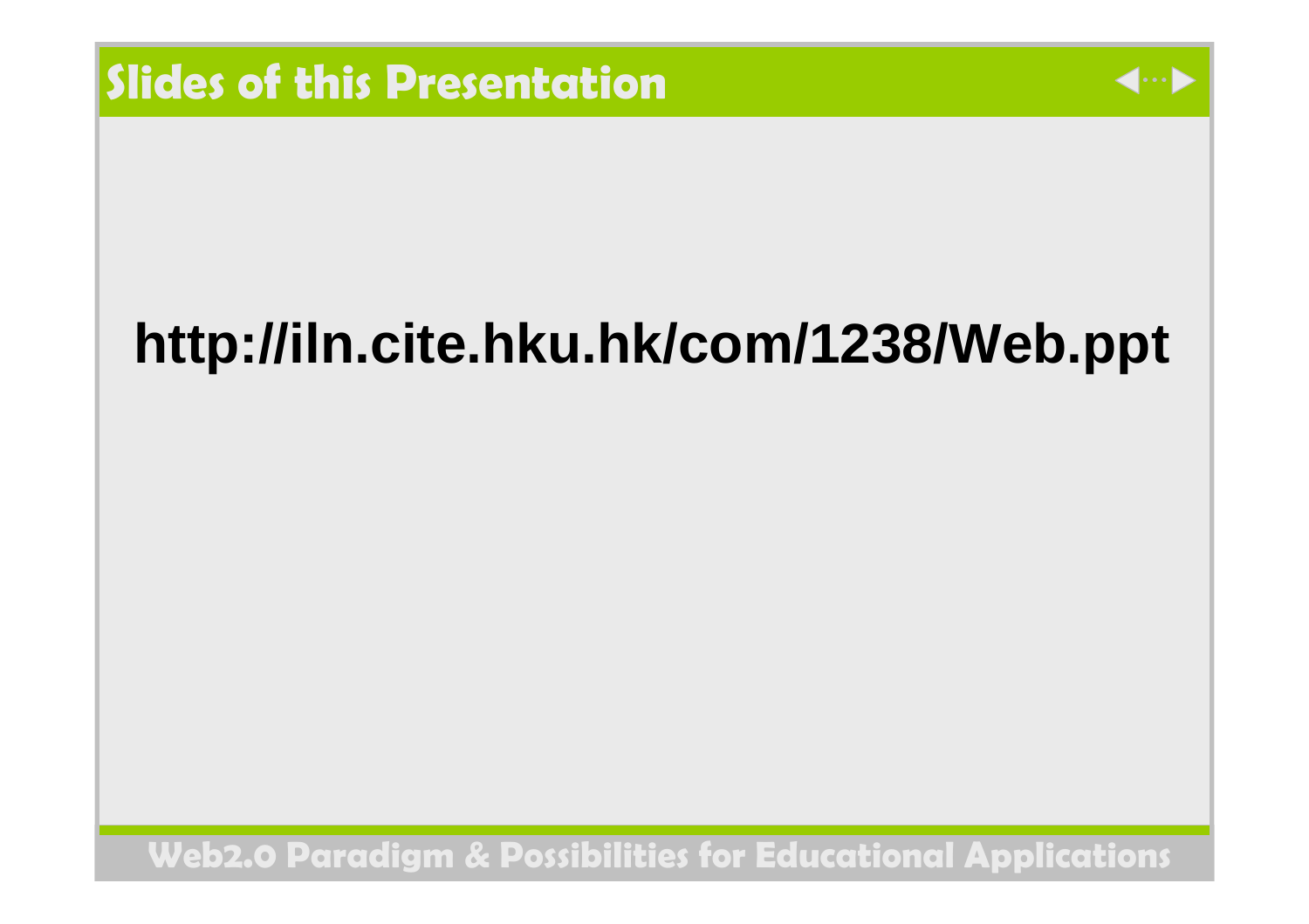# Slides of this Presentation

**http://iln.cite.hku.hk/com/1238/Web.ppt**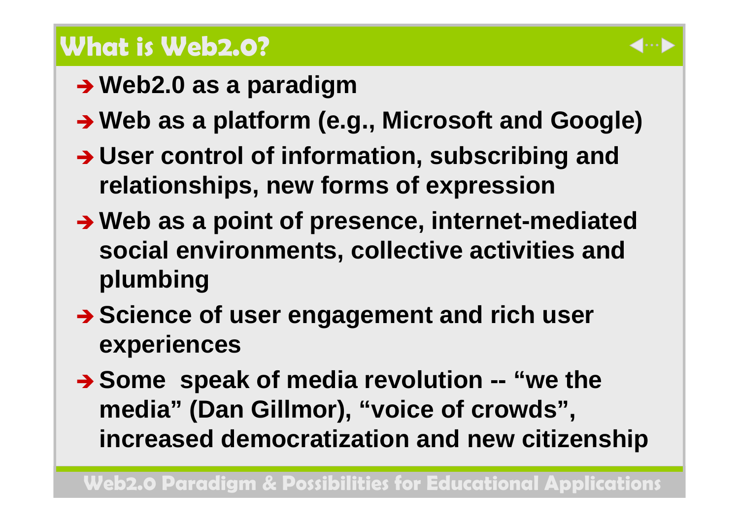## What is Web2.0?

- **Web2.0 as a paradigm**
- **Web as a platform (e.g., Microsoft and Google)**
- **User control of information, subscribing and relationships, new forms of expression**
- **Web as a point of presence, internet-mediated social environments, collective activities and plumbing**
- **Science of user engagement and rich user experiences**
- **Some speak of media revolution -- "we the media" (Dan Gillmor), "voice of crowds", increased democratization and new citizenship**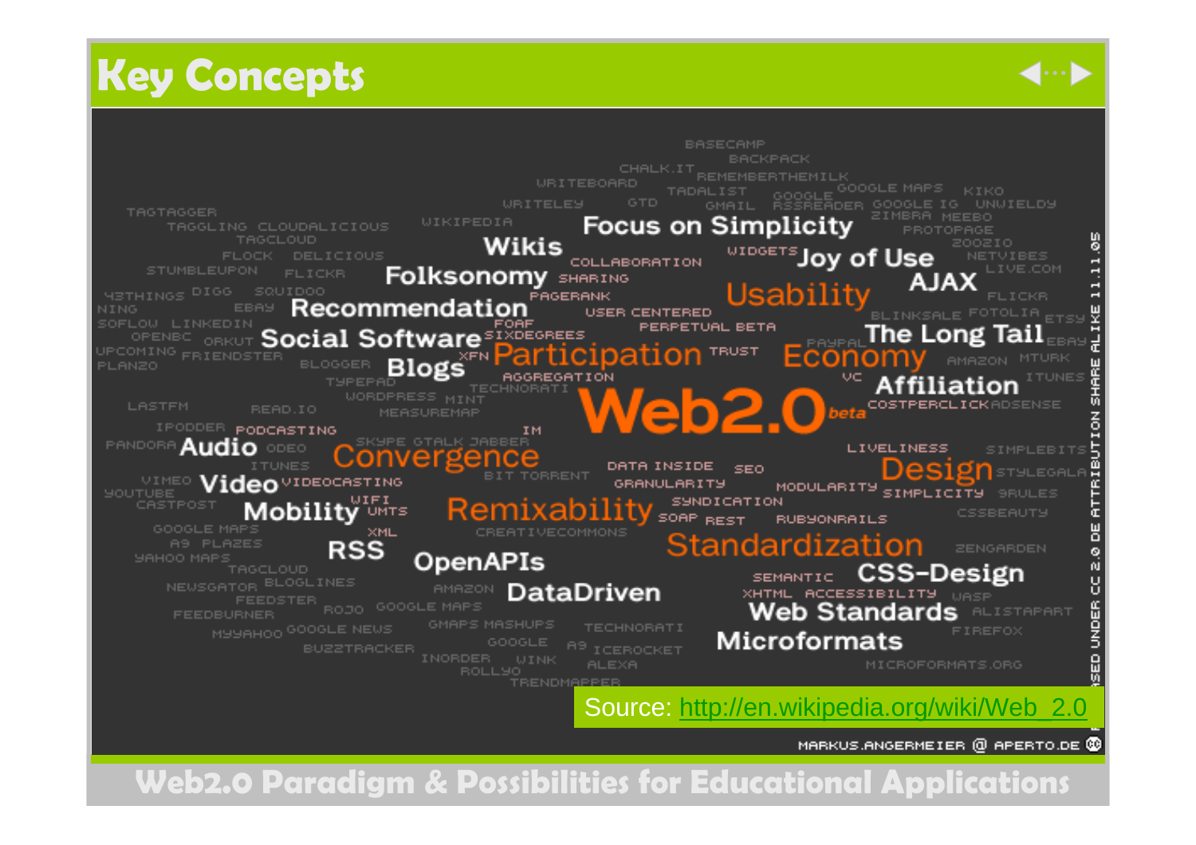# Key Concepts

Source: http://en.wikipedia.org/wiki/Web_2.0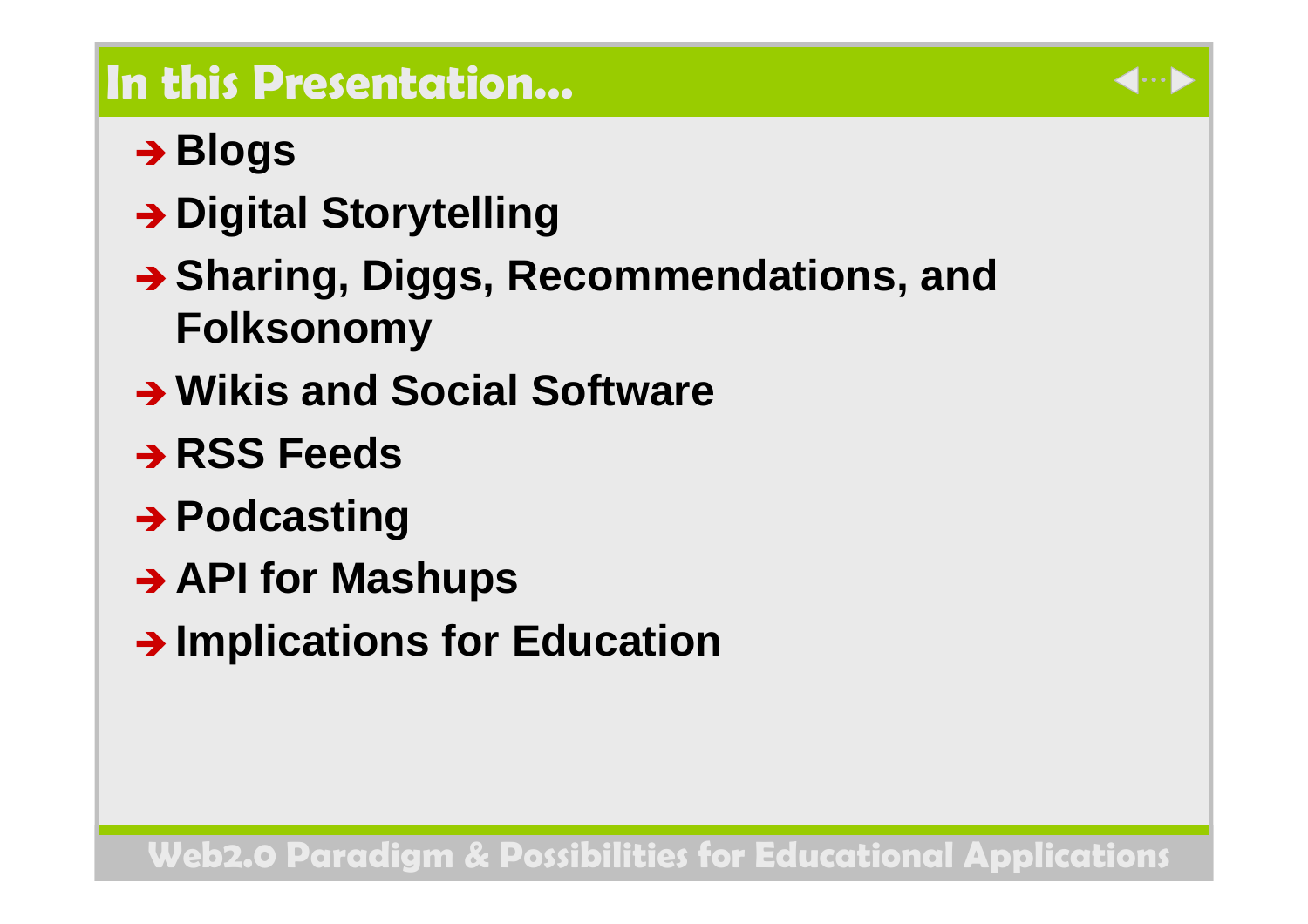# In this Presentation…

- **Blogs**
- **Digital Storytelling**
- **Sharing, Diggs, Recommendations, and Folksonomy**
- **Wikis and Social Software**
- **RSS Feeds**
- **Podcasting**
- **API for Mashups**
- **Implications for Education**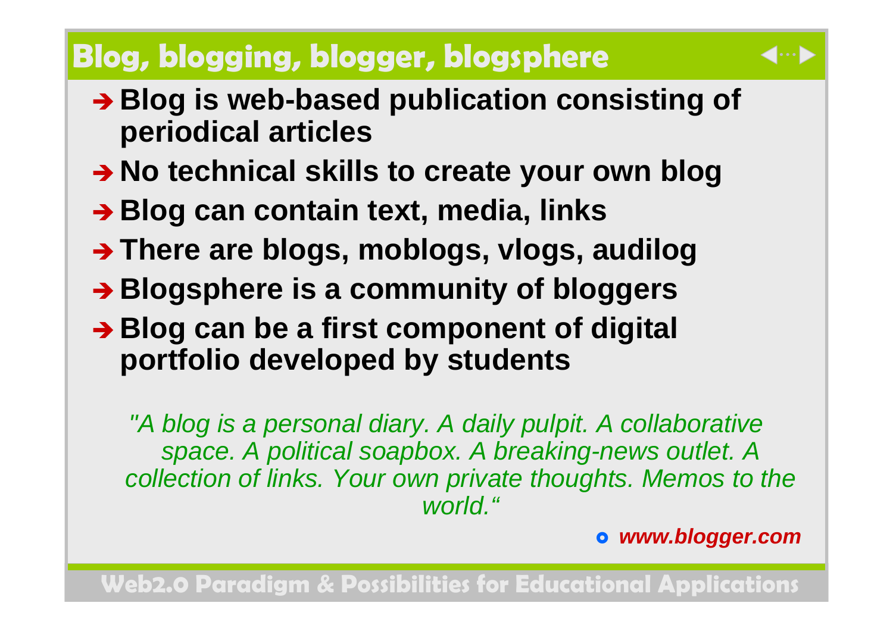# Blog, blogging, blogger, blogsphere

- **Blog is web-based publication consisting of periodical articles**
- **No technical skills to create your own blog**
- **Blog can contain text, media, links**
- **There are blogs, moblogs, vlogs, audilog**
- **Blogsphere is a community of bloggers**
- **Blog can be a first component of digital portfolio developed by students**

*"A blog is a personal diary. A daily pulpit. A collaborative space. A political soapbox. A breaking-news outlet. A collection of links. Your own private thoughts. Memos to the world."*

- ***www.blogger.com***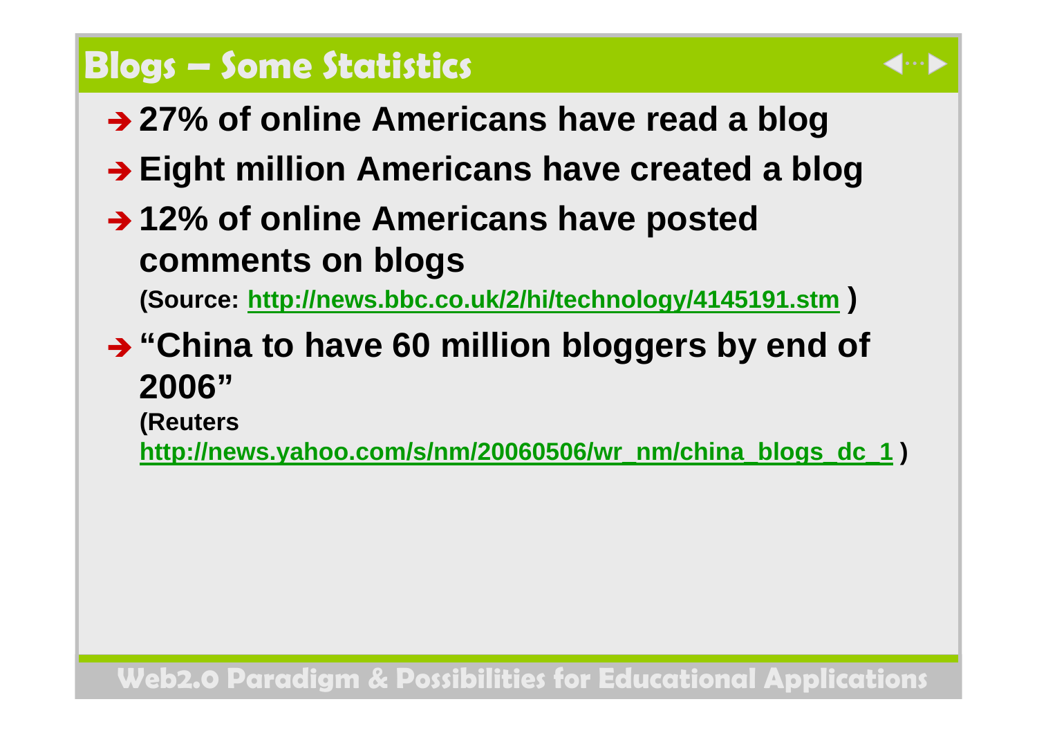# Blogs – Some Statistics

- 27% of online Americans have read a blog
- Eight million Americans have created a blog
- 12% of online Americans have posted comments on blogs

  (Source: http://news.bbc.co.uk/2/hi/technology/4145191.stm )

- "China to have 60 million bloggers by end of 2006"

  (Reuters http://news.yahoo.com/s/nm/20060506/wr_nm/china_blogs_dc_1 )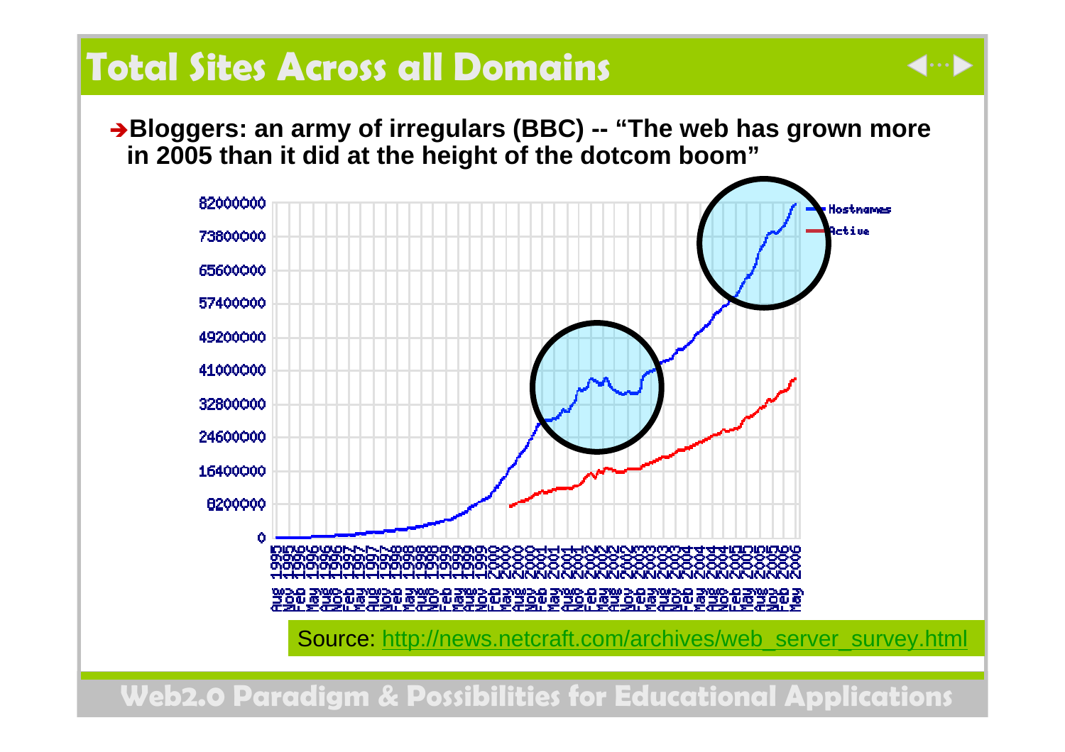# Total Sites Across all Domains

➔ **Bloggers: an army of irregulars (BBC) -- "The web has grown more in 2005 than it did at the height of the dotcom boom"**

Source: http://news.netcraft.com/archives/web_server_survey.html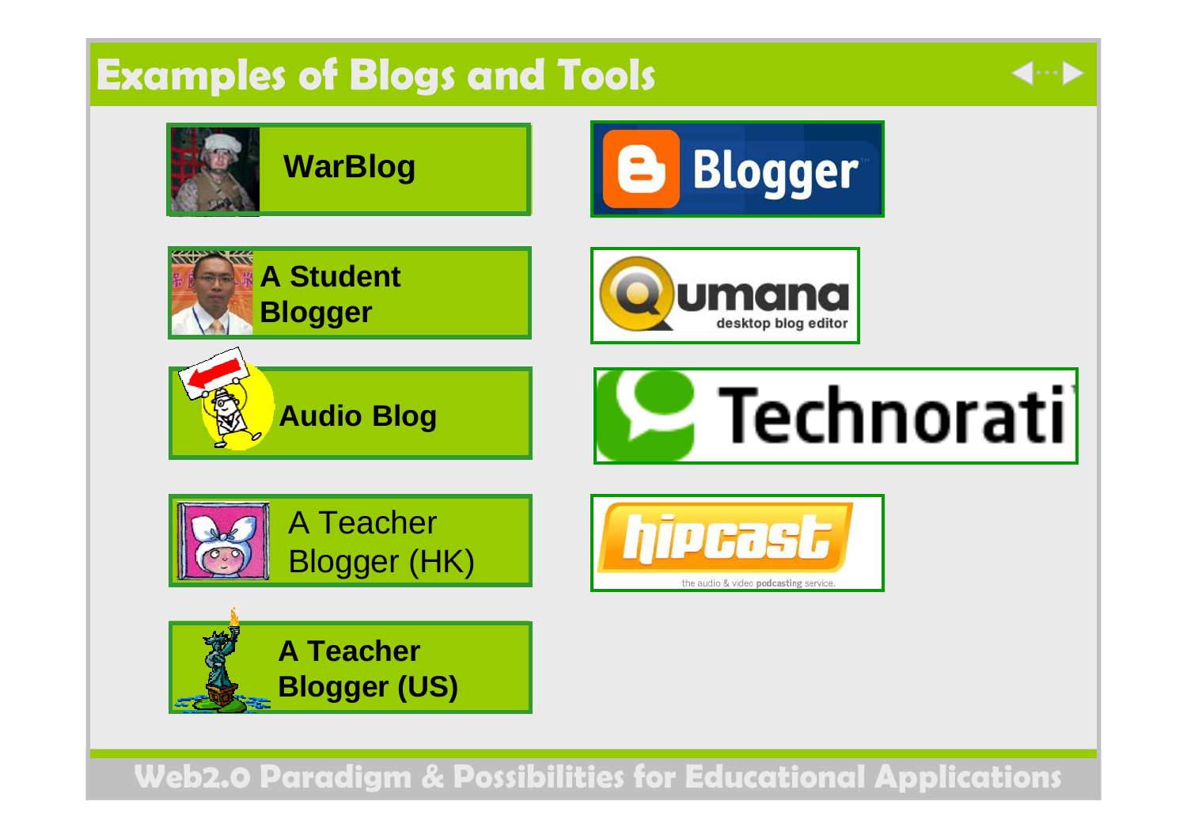# Examples of Blogs and Tools

- **WarBlog**
- **A Student Blogger**
- **Audio Blog**
- A Teacher Blogger (HK)
- **A Teacher Blogger (US)**

- Blogger
- Qumana desktop blog editor
- Technorati
- hipcast — the audio & video **podcasting** service.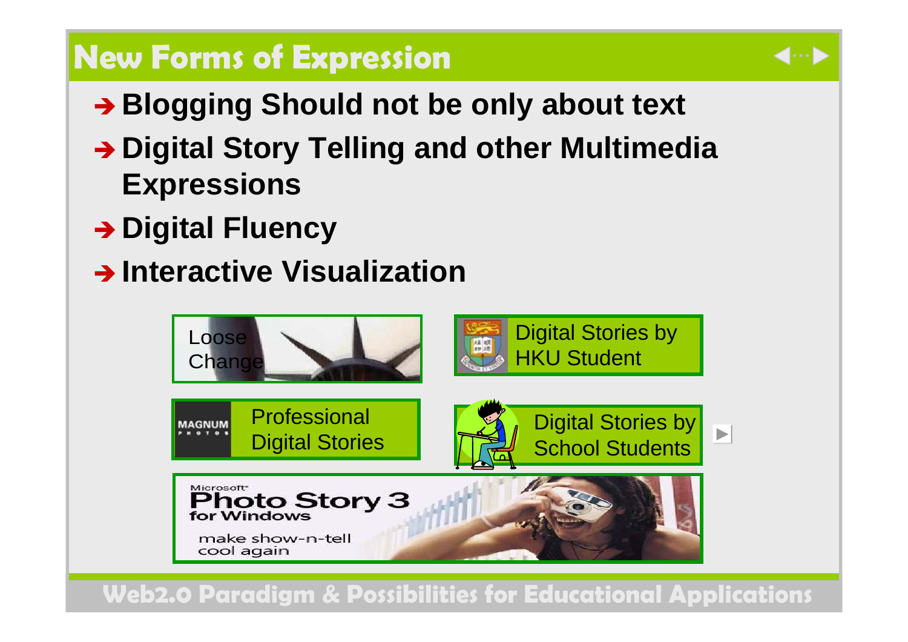# New Forms of Expression

- Blogging Should not be only about text
- Digital Story Telling and other Multimedia Expressions
- Digital Fluency
- Interactive Visualization

Loose Change

Digital Stories by HKU Student

Professional Digital Stories

Digital Stories by School Students

Microsoft Photo Story 3 for Windows

make show-n-tell cool again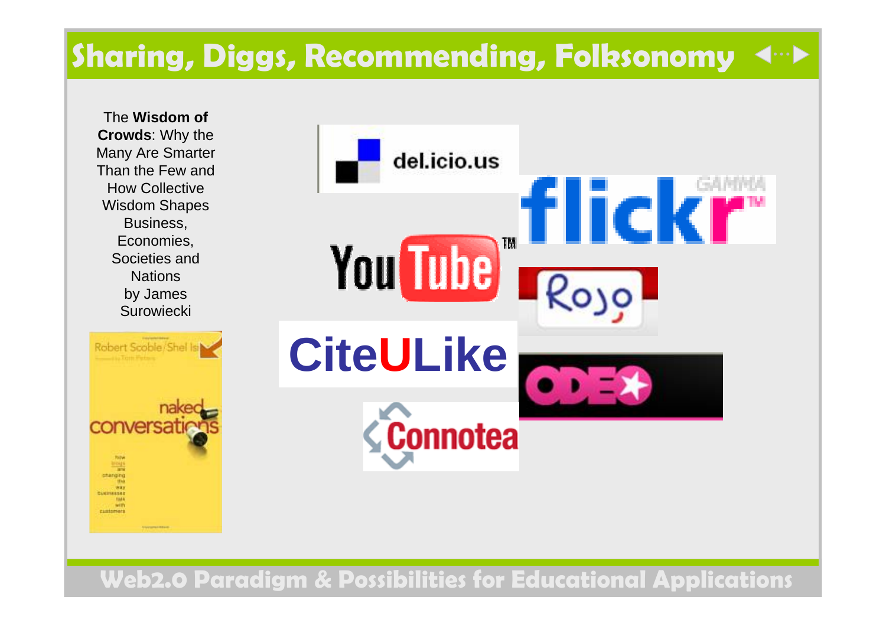# Sharing, Diggs, Recommending, Folksonomy

The **Wisdom of Crowds**: Why the Many Are Smarter Than the Few and How Collective Wisdom Shapes Business, Economies, Societies and Nations by James Surowiecki

del.icio.us

flickr

YouTube

Rojo

CiteULike

ODEO

Connotea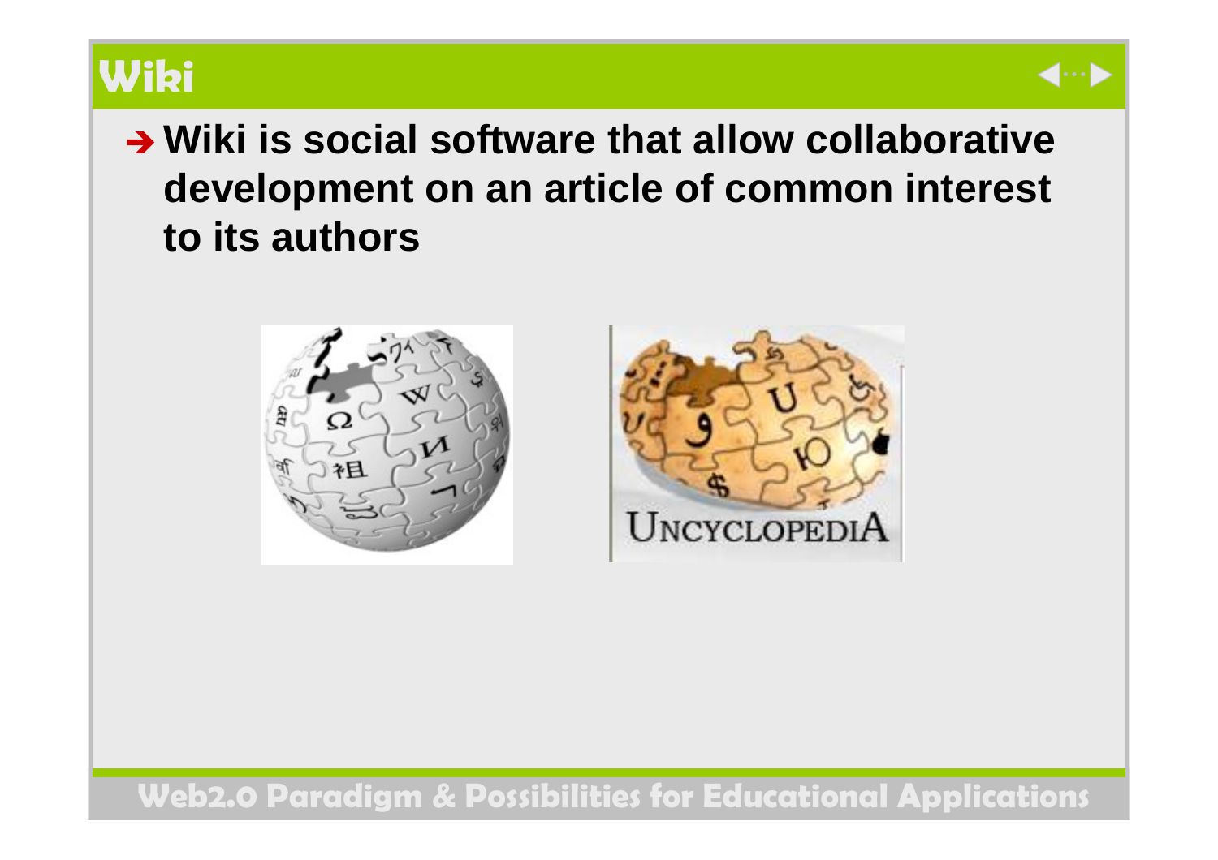# Wiki

- Wiki is social software that allow collaborative development on an article of common interest to its authors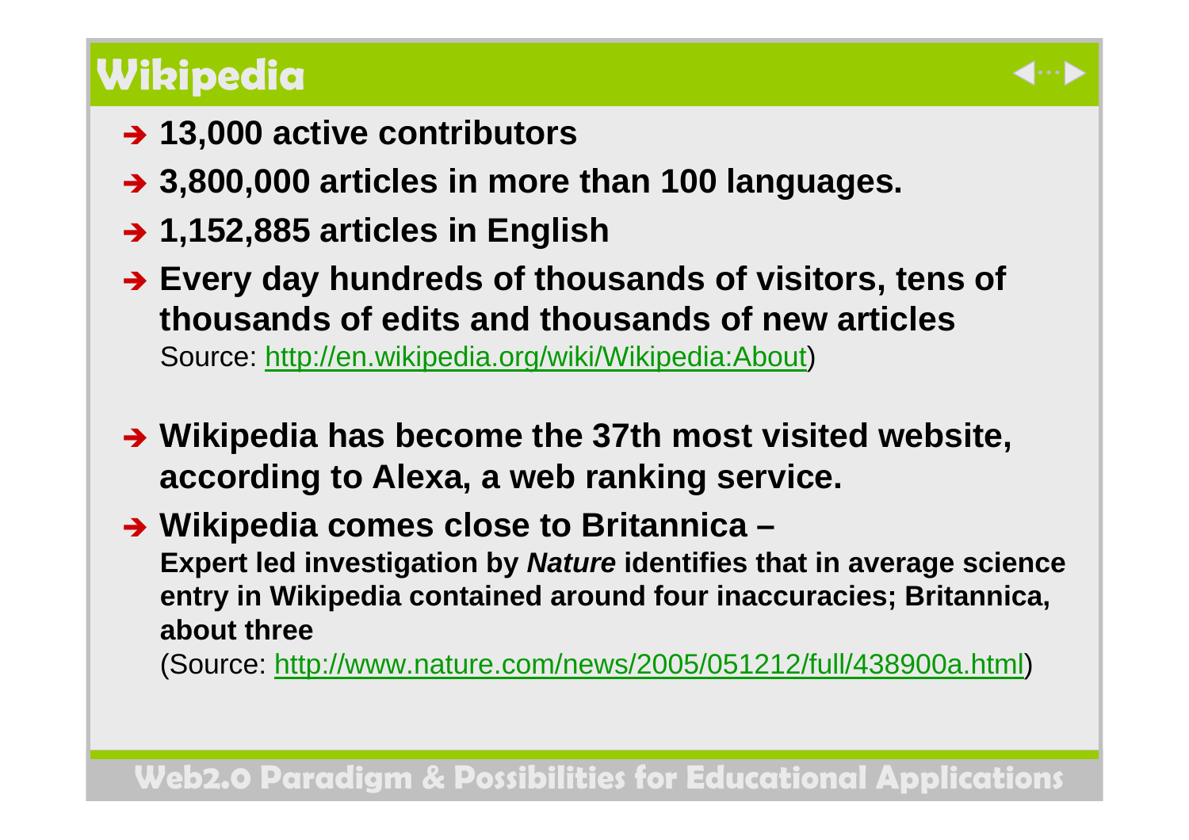# Wikipedia

- **13,000 active contributors**
- **3,800,000 articles in more than 100 languages.**
- **1,152,885 articles in English**
- **Every day hundreds of thousands of visitors, tens of thousands of edits and thousands of new articles**
  Source: http://en.wikipedia.org/wiki/Wikipedia:About)

- **Wikipedia has become the 37th most visited website, according to Alexa, a web ranking service.**
- **Wikipedia comes close to Britannica –**
  **Expert led investigation by *Nature* identifies that in average science entry in Wikipedia contained around four inaccuracies; Britannica, about three**
  (Source: http://www.nature.com/news/2005/051212/full/438900a.html)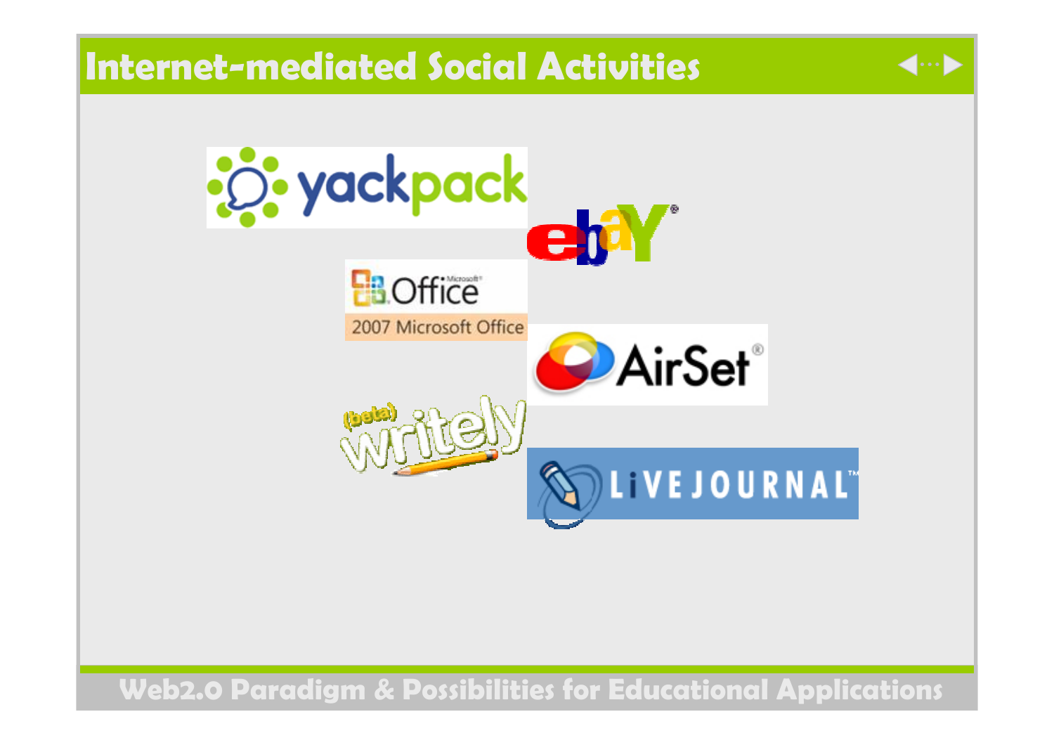# Internet-mediated Social Activities

yackpack

ebay

Office
2007 Microsoft Office

AirSet

(beta) writely

LIVEJOURNAL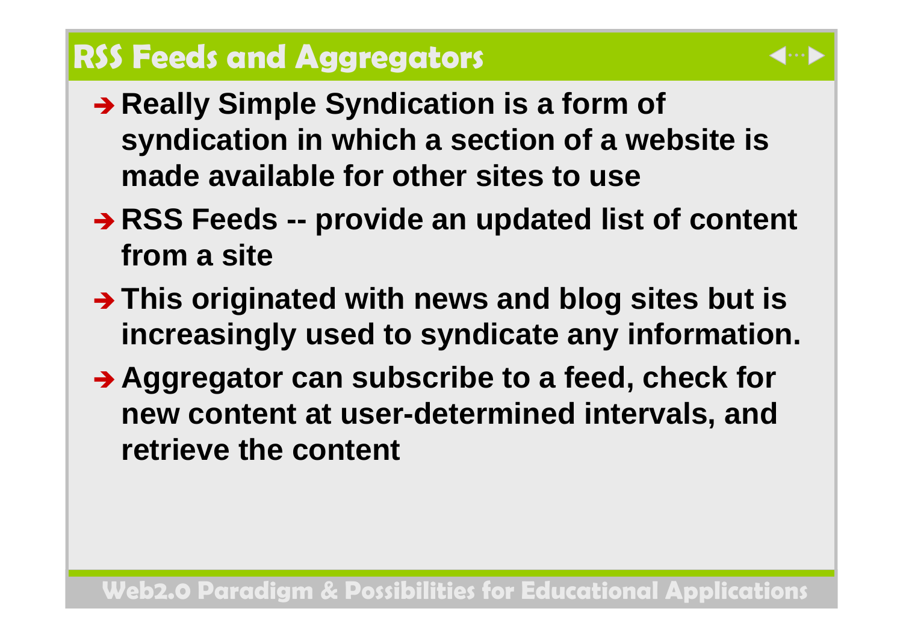# RSS Feeds and Aggregators

- **Really Simple Syndication is a form of syndication in which a section of a website is made available for other sites to use**
- **RSS Feeds -- provide an updated list of content from a site**
- **This originated with news and blog sites but is increasingly used to syndicate any information.**
- **Aggregator can subscribe to a feed, check for new content at user-determined intervals, and retrieve the content**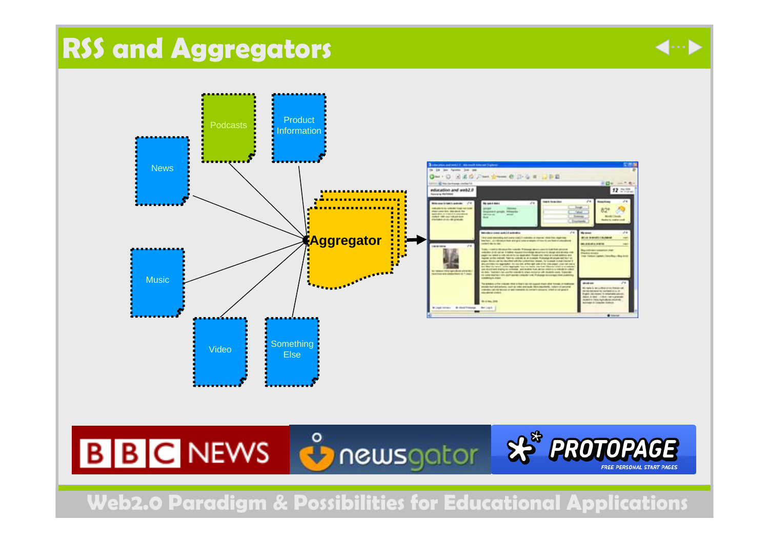# RSS and Aggregators

News

Podcasts

Product Information

Music

Video

Something Else

Aggregator

BBC NEWS

newsgator

PROTOPAGE

FREE PERSONAL START PAGES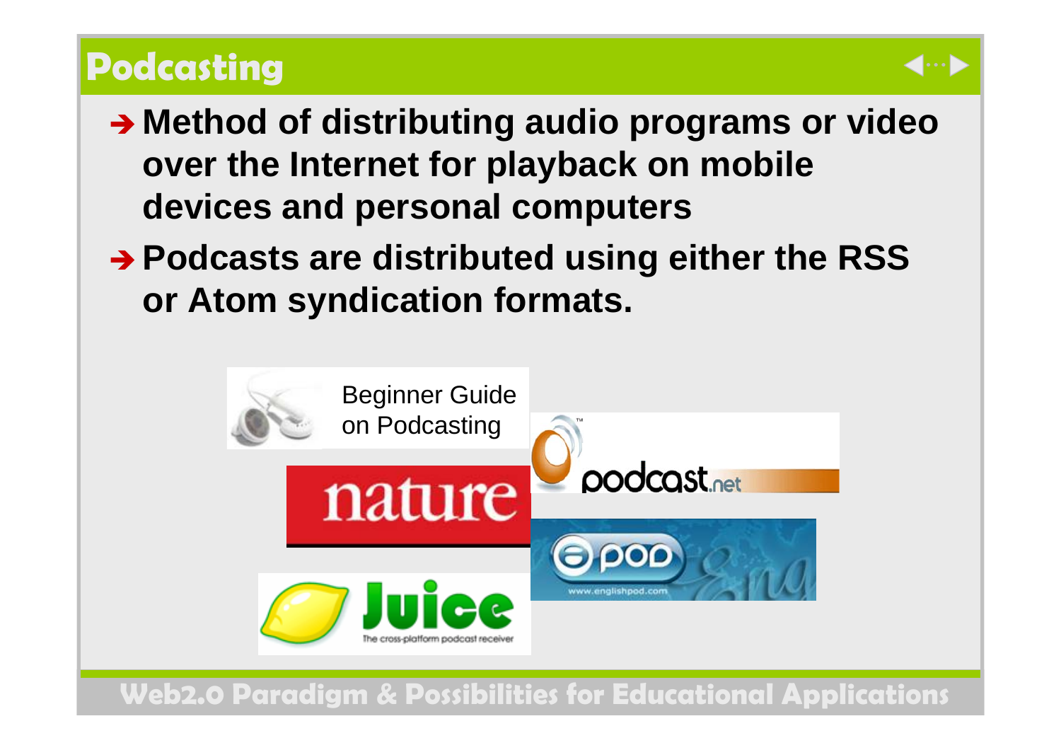# Podcasting

- Method of distributing audio programs or video over the Internet for playback on mobile devices and personal computers
- Podcasts are distributed using either the RSS or Atom syndication formats.

Beginner Guide on Podcasting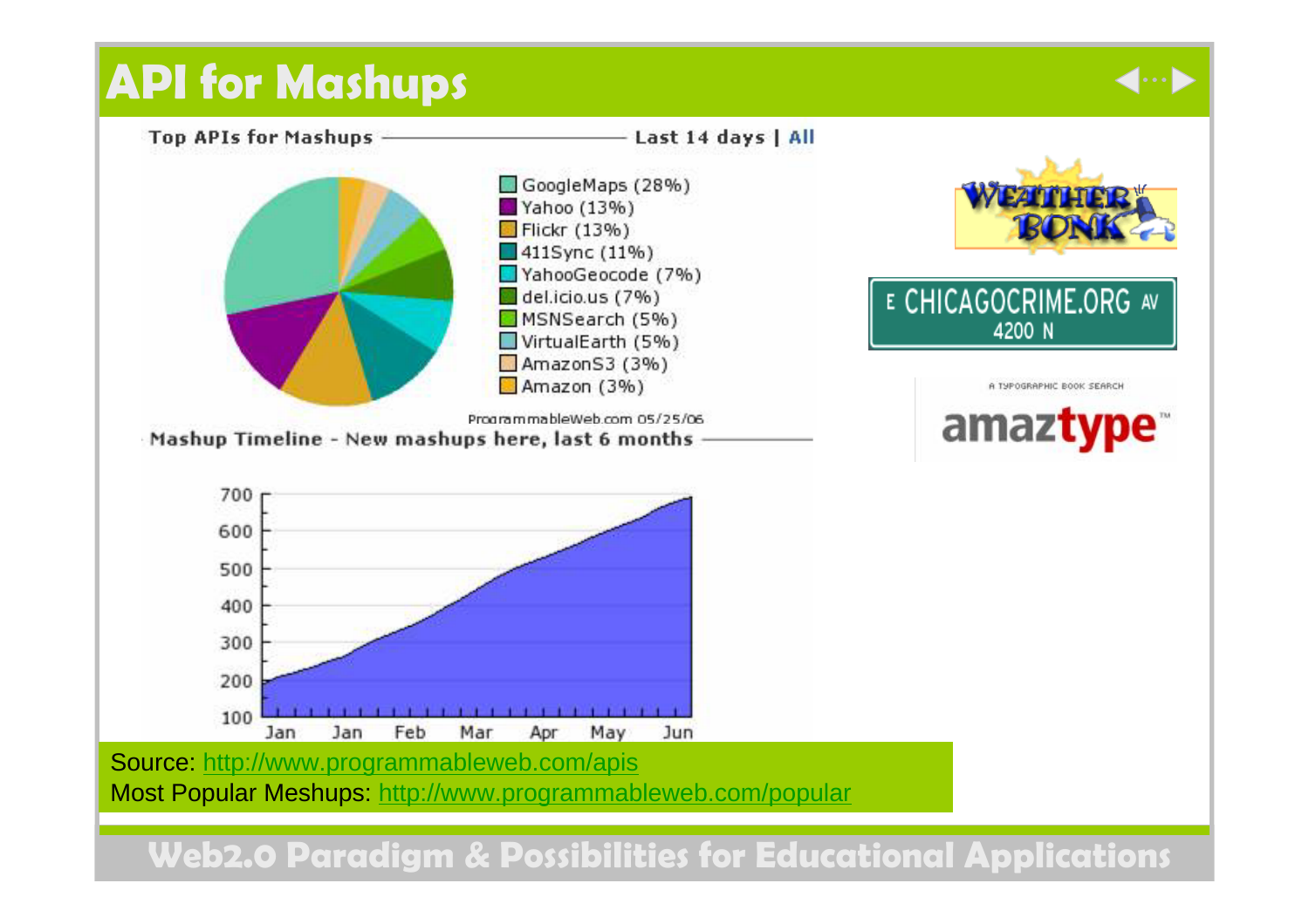# API for Mashups

**Top APIs for Mashups** — Last 14 days | All

- GoogleMaps (28%)
- Yahoo (13%)
- Flickr (13%)
- 411Sync (11%)
- YahooGeocode (7%)
- del.icio.us (7%)
- MSNSearch (5%)
- VirtualEarth (5%)
- AmazonS3 (3%)
- Amazon (3%)

ProgrammableWeb.com 05/25/06

**Mashup Timeline - New mashups here, last 6 months**

Source: http://www.programmableweb.com/apis

Most Popular Meshups: http://www.programmableweb.com/popular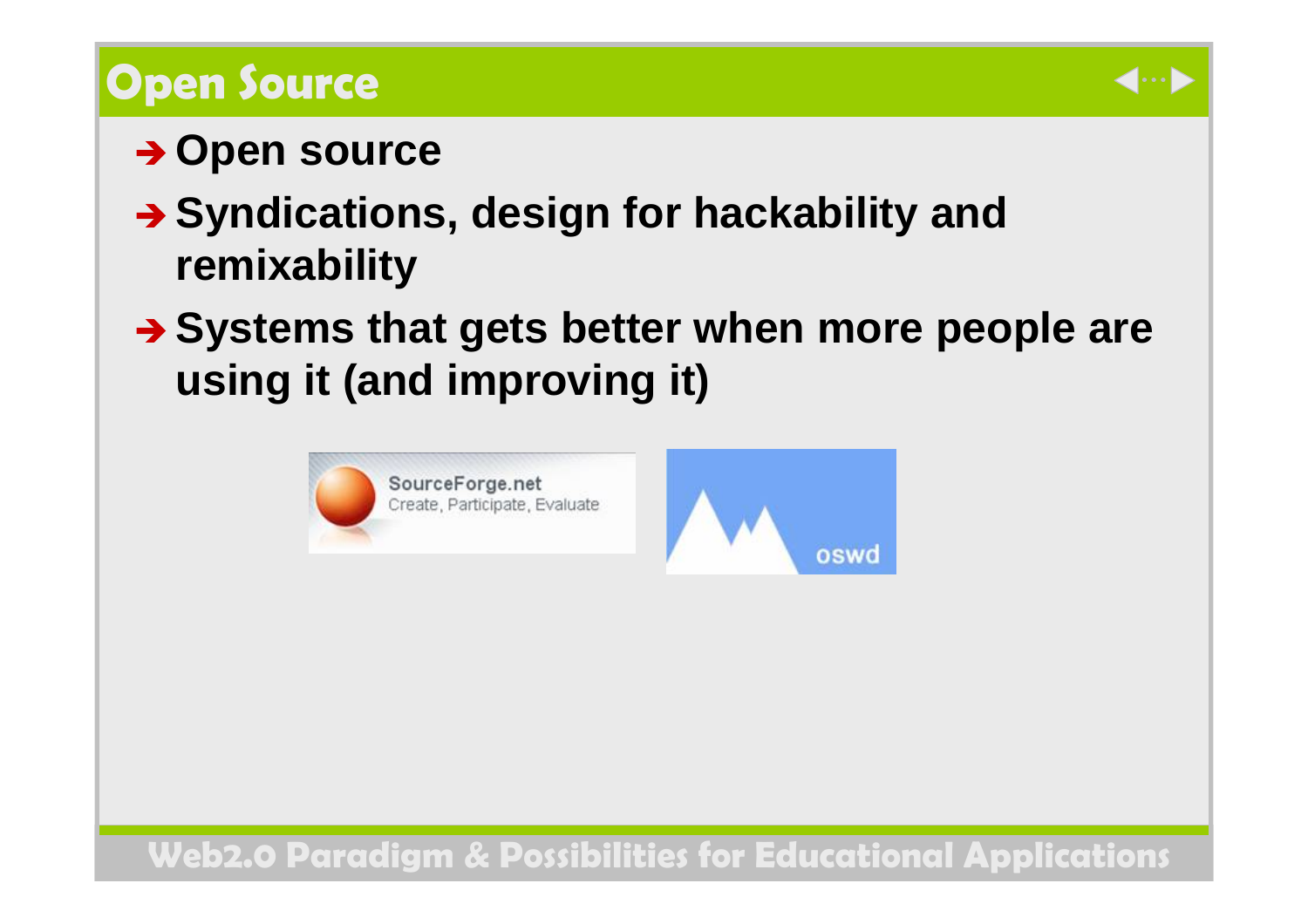# Open Source

- Open source
- Syndications, design for hackability and remixability
- Systems that gets better when more people are using it (and improving it)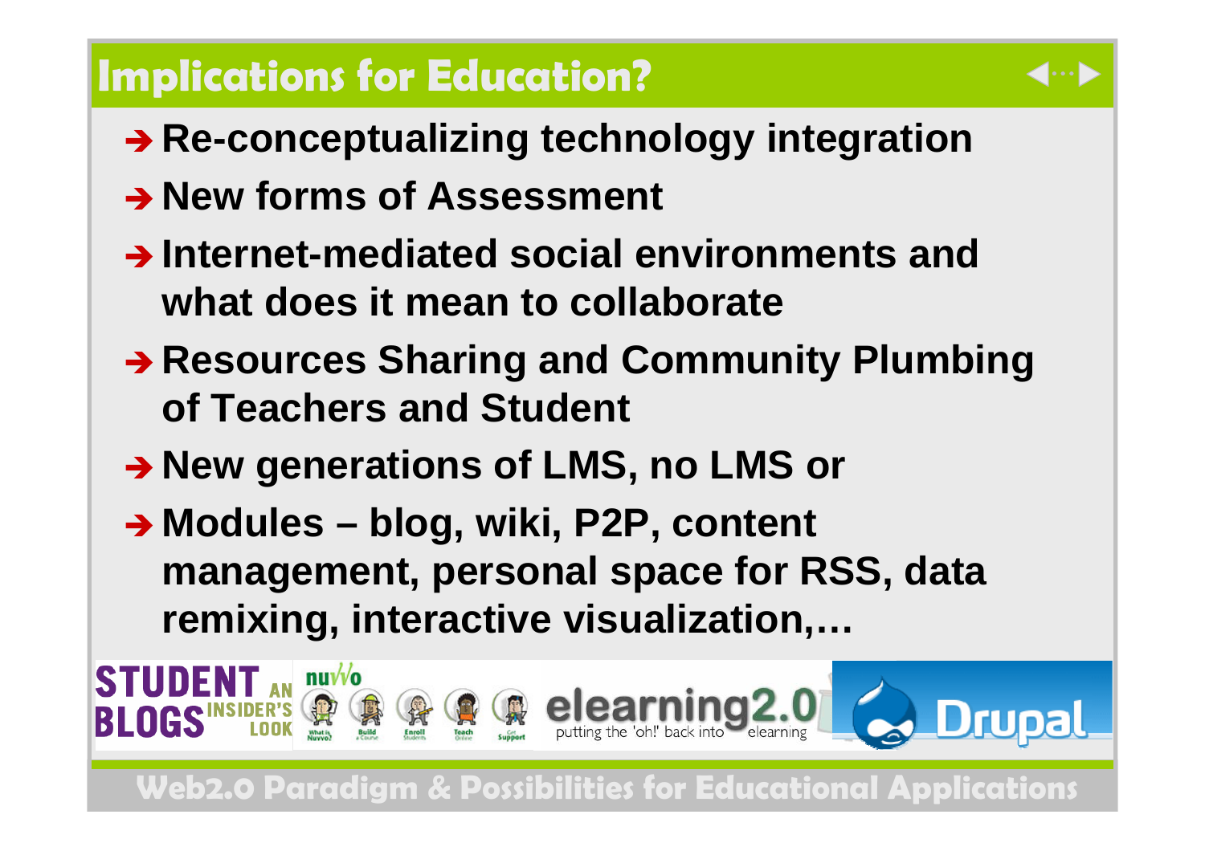# Implications for Education?

- Re-conceptualizing technology integration
- New forms of Assessment
- Internet-mediated social environments and what does it mean to collaborate
- Resources Sharing and Community Plumbing of Teachers and Student
- New generations of LMS, no LMS or
- Modules – blog, wiki, P2P, content management, personal space for RSS, data remixing, interactive visualization,…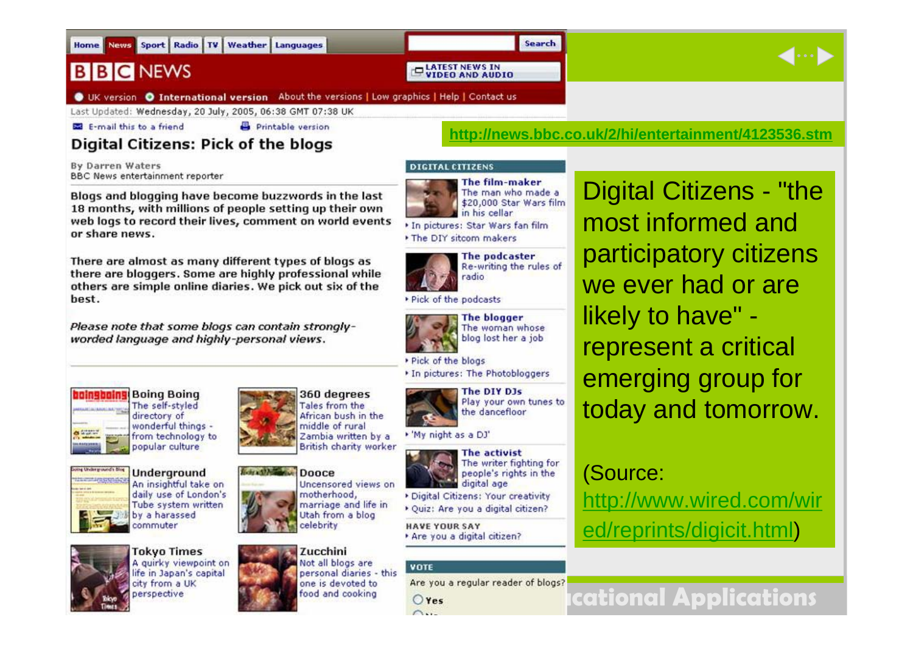http://news.bbc.co.uk/2/hi/entertainment/4123536.stm

Digital Citizens - "the most informed and participatory citizens we ever had or are likely to have" - represent a critical emerging group for today and tomorrow.

(Source: http://www.wired.com/wired/reprints/digicit.html)

Home | News | Sport | Radio | TV | Weather | Languages

BBC NEWS

UK version | International version | About the versions | Low graphics | Help | Contact us

Last Updated: Wednesday, 20 July, 2005, 06:38 GMT 07:38 UK

E-mail this to a friend | Printable version

## Digital Citizens: Pick of the blogs

By Darren Waters
BBC News entertainment reporter

**Blogs and blogging have become buzzwords in the last 18 months, with millions of people setting up their own web logs to record their lives, comment on world events or share news.**

**There are almost as many different types of blogs as there are bloggers. Some are highly professional while others are simple online diaries. We pick out six of the best.**

*Please note that some blogs can contain strongly-worded language and highly-personal views.*

**Boing Boing** The self-styled directory of wonderful things - from technology to popular culture

**360 degrees** Tales from the African bush in the middle of rural Zambia written by a British charity worker

**Underground** An insightful take on daily use of London's Tube system written by a harassed commuter

**Dooce** Uncensored views on motherhood, marriage and life in Utah from a blog celebrity

**Tokyo Times** A quirky viewpoint on life in Japan's capital city from a UK perspective

**Zucchini** Not all blogs are personal diaries - this one is devoted to food and cooking

DIGITAL CITIZENS

**The film-maker** The man who made a $20,000 Star Wars film in his cellar
- In pictures: Star Wars fan film
- The DIY sitcom makers

**The podcaster** Re-writing the rules of radio
- Pick of the podcasts

**The blogger** The woman whose blog lost her a job
- Pick of the blogs
- In pictures: The Photobloggers

**The DIY DJs** Play your own tunes to the dancefloor
- 'My night as a DJ'

**The activist** The writer fighting for people's rights in the digital age
- Digital Citizens: Your creativity
- Quiz: Are you a digital citizen?

HAVE YOUR SAY
- Are you a digital citizen?

VOTE

Are you a regular reader of blogs?
- Yes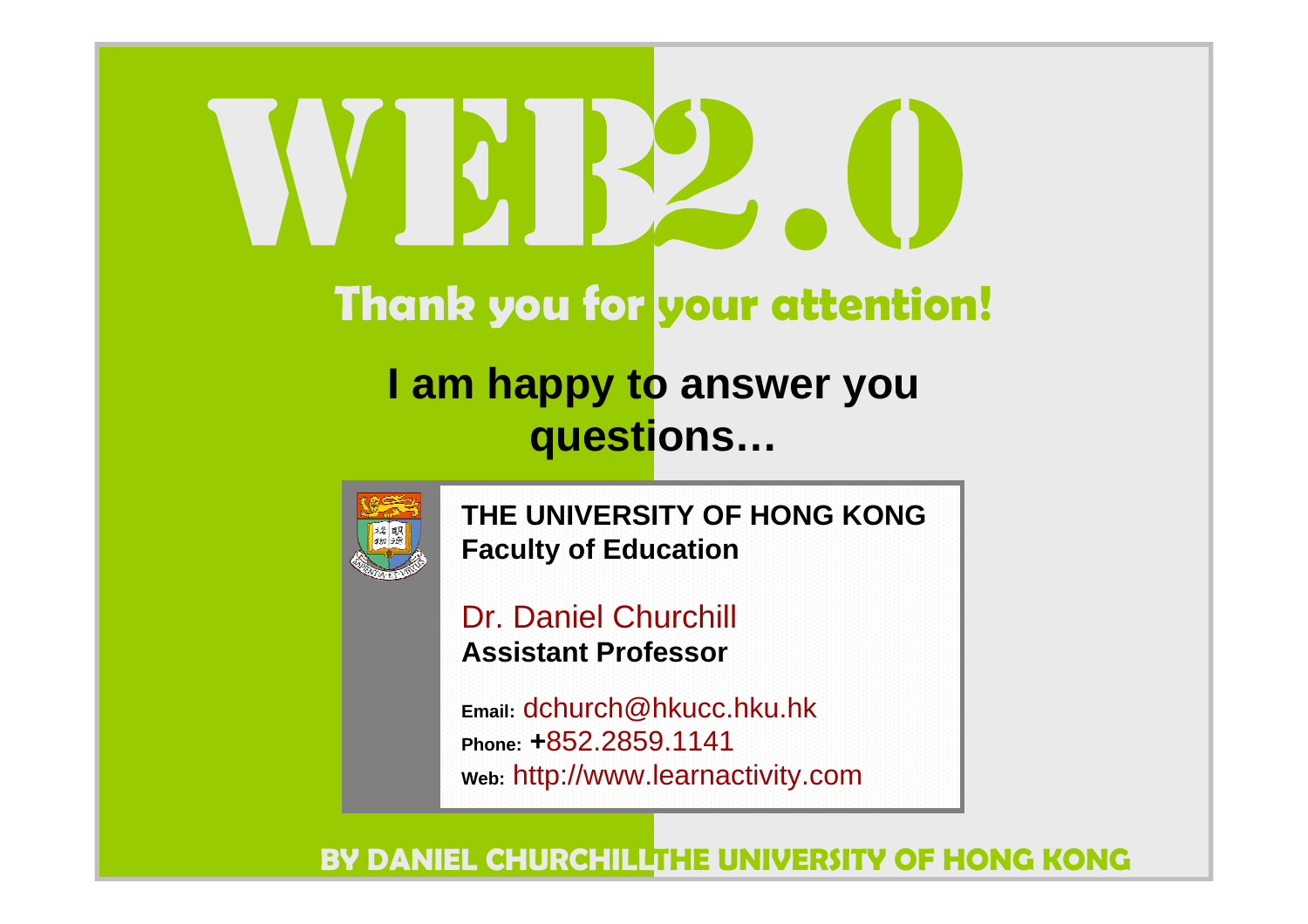# WEB2.0

## Thank you for your attention!

**I am happy to answer you questions…**

**THE UNIVERSITY OF HONG KONG**
**Faculty of Education**

Dr. Daniel Churchill
**Assistant Professor**

**Email:** dchurch@hkucc.hku.hk
**Phone:** +852.2859.1141
**Web:** http://www.learnactivity.com

**BY DANIEL CHURCHILL THE UNIVERSITY OF HONG KONG**